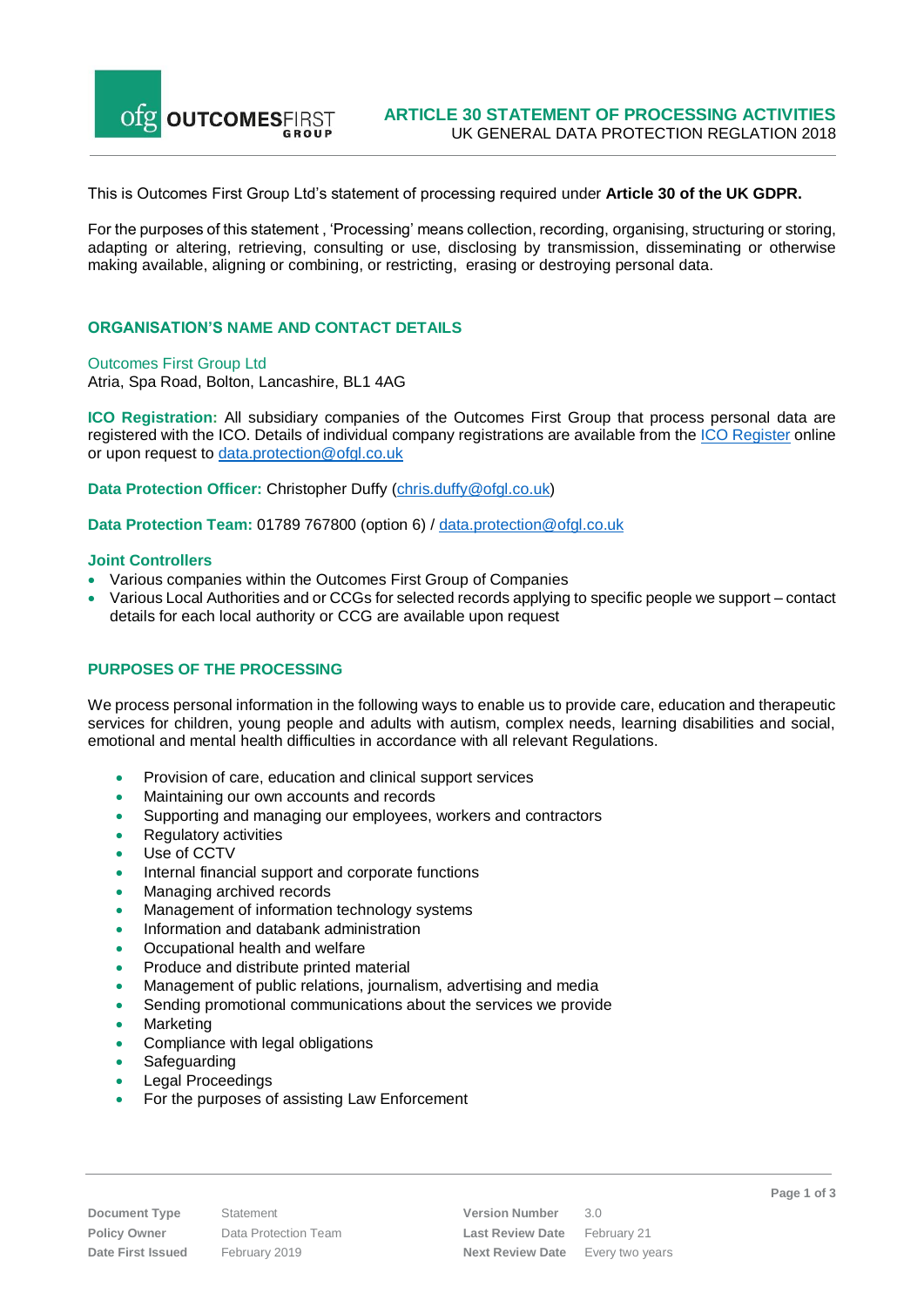# ARTICLE 30 STATEMENT OF PROCESSING ACTIVITIES

UK GENERAL DATA PROTECTION REGLATION 2018

This is Outcomes First Group Ltd's statement of processing required under **Article 30 of the UK GDPR.**

For the purposes of this statement , 'Processing' means collection, recording, organising, structuring or storing, adapting or altering, retrieving, consulting or use, disclosing by transmission, disseminating or otherwise making available, aligning or combining, or restricting, erasing or destroying personal data.

## ORGANISATION'S NAME AND CONTACT DETAILS

Outcomes First Group Ltd
Atria, Spa Road, Bolton, Lancashire, BL1 4AG

**ICO Registration:** All subsidiary companies of the Outcomes First Group that process personal data are registered with the ICO. Details of individual company registrations are available from the ICO Register online or upon request to data.protection@ofgl.co.uk

**Data Protection Officer:** Christopher Duffy (chris.duffy@ofgl.co.uk)

**Data Protection Team:** 01789 767800 (option 6) / data.protection@ofgl.co.uk

**Joint Controllers**

- Various companies within the Outcomes First Group of Companies
- Various Local Authorities and or CCGs for selected records applying to specific people we support – contact details for each local authority or CCG are available upon request

## PURPOSES OF THE PROCESSING

We process personal information in the following ways to enable us to provide care, education and therapeutic services for children, young people and adults with autism, complex needs, learning disabilities and social, emotional and mental health difficulties in accordance with all relevant Regulations.

- Provision of care, education and clinical support services
- Maintaining our own accounts and records
- Supporting and managing our employees, workers and contractors
- Regulatory activities
- Use of CCTV
- Internal financial support and corporate functions
- Managing archived records
- Management of information technology systems
- Information and databank administration
- Occupational health and welfare
- Produce and distribute printed material
- Management of public relations, journalism, advertising and media
- Sending promotional communications about the services we provide
- Marketing
- Compliance with legal obligations
- Safeguarding
- Legal Proceedings
- For the purposes of assisting Law Enforcement

| Document Type | Statement | Version Number | 3.0 |
| --- | --- | --- | --- |
| Policy Owner | Data Protection Team | Last Review Date | February 21 |
| Date First Issued | February 2019 | Next Review Date | Every two years |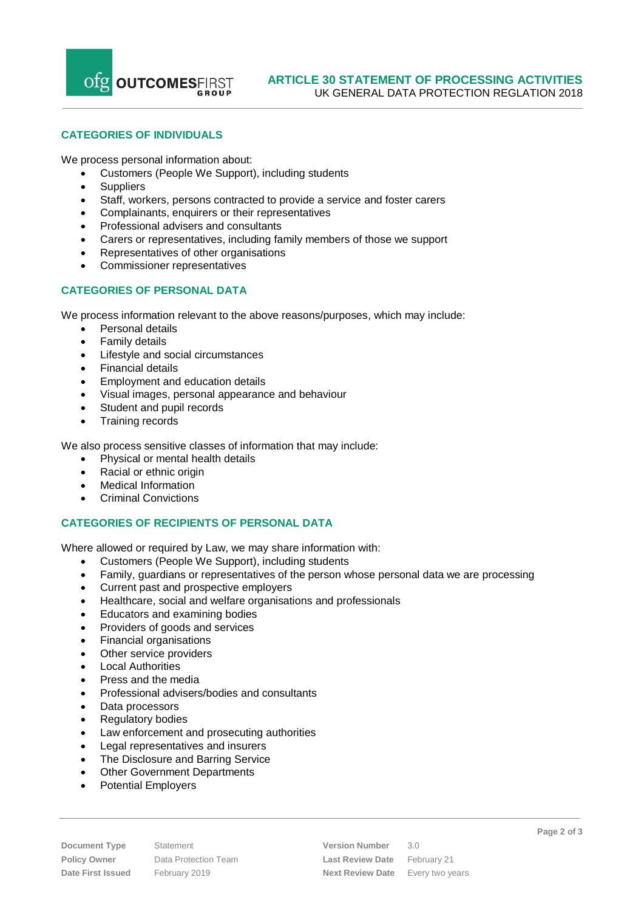## CATEGORIES OF INDIVIDUALS

We process personal information about:

- Customers (People We Support), including students
- Suppliers
- Staff, workers, persons contracted to provide a service and foster carers
- Complainants, enquirers or their representatives
- Professional advisers and consultants
- Carers or representatives, including family members of those we support
- Representatives of other organisations
- Commissioner representatives

## CATEGORIES OF PERSONAL DATA

We process information relevant to the above reasons/purposes, which may include:

- Personal details
- Family details
- Lifestyle and social circumstances
- Financial details
- Employment and education details
- Visual images, personal appearance and behaviour
- Student and pupil records
- Training records

We also process sensitive classes of information that may include:

- Physical or mental health details
- Racial or ethnic origin
- Medical Information
- Criminal Convictions

## CATEGORIES OF RECIPIENTS OF PERSONAL DATA

Where allowed or required by Law, we may share information with:

- Customers (People We Support), including students
- Family, guardians or representatives of the person whose personal data we are processing
- Current past and prospective employers
- Healthcare, social and welfare organisations and professionals
- Educators and examining bodies
- Providers of goods and services
- Financial organisations
- Other service providers
- Local Authorities
- Press and the media
- Professional advisers/bodies and consultants
- Data processors
- Regulatory bodies
- Law enforcement and prosecuting authorities
- Legal representatives and insurers
- The Disclosure and Barring Service
- Other Government Departments
- Potential Employers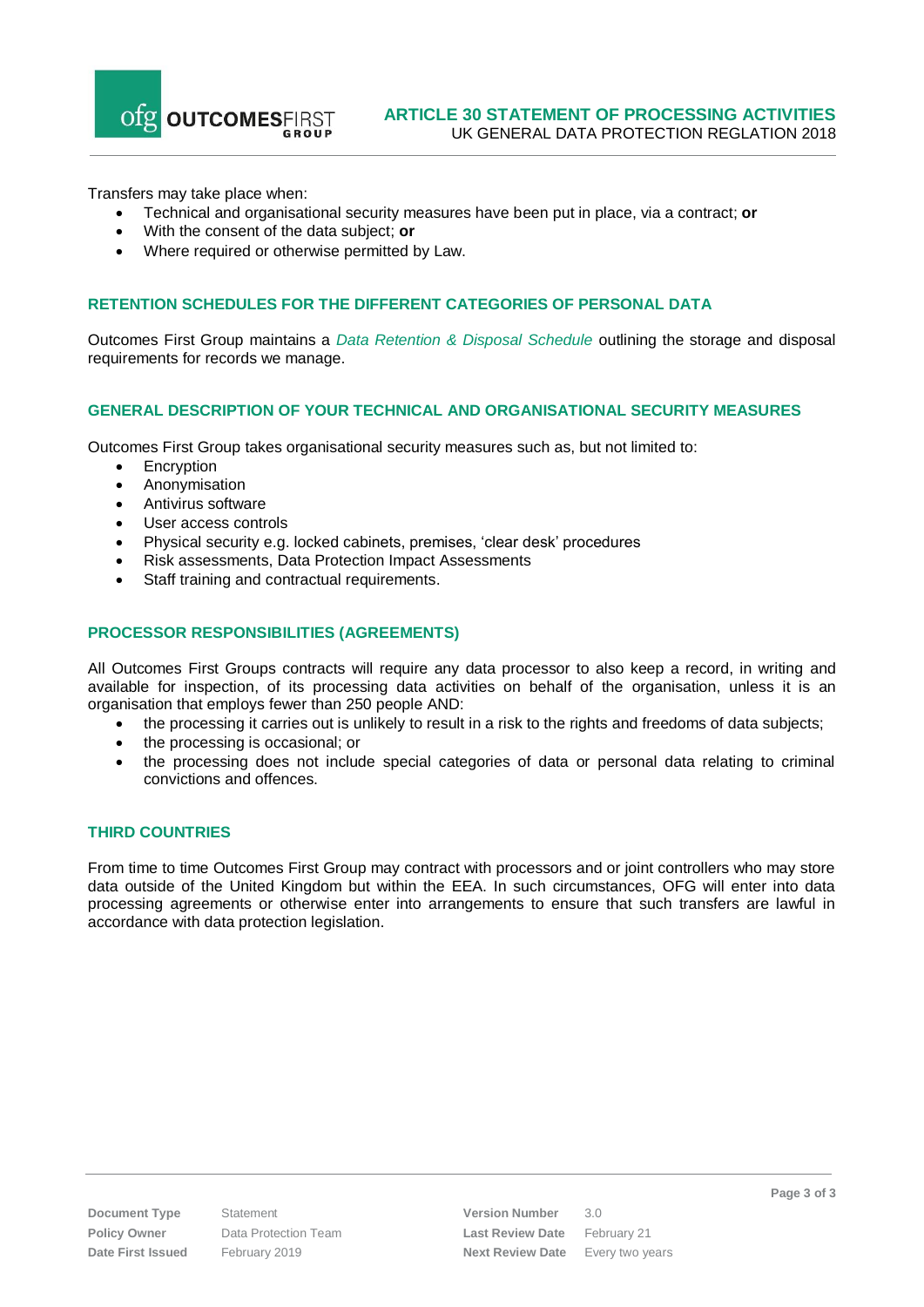Transfers may take place when:

- Technical and organisational security measures have been put in place, via a contract; **or**
- With the consent of the data subject; **or**
- Where required or otherwise permitted by Law.

## RETENTION SCHEDULES FOR THE DIFFERENT CATEGORIES OF PERSONAL DATA

Outcomes First Group maintains a *Data Retention & Disposal Schedule* outlining the storage and disposal requirements for records we manage.

## GENERAL DESCRIPTION OF YOUR TECHNICAL AND ORGANISATIONAL SECURITY MEASURES

Outcomes First Group takes organisational security measures such as, but not limited to:

- Encryption
- Anonymisation
- Antivirus software
- User access controls
- Physical security e.g. locked cabinets, premises, 'clear desk' procedures
- Risk assessments, Data Protection Impact Assessments
- Staff training and contractual requirements.

## PROCESSOR RESPONSIBILITIES (AGREEMENTS)

All Outcomes First Groups contracts will require any data processor to also keep a record, in writing and available for inspection, of its processing data activities on behalf of the organisation, unless it is an organisation that employs fewer than 250 people AND:

- the processing it carries out is unlikely to result in a risk to the rights and freedoms of data subjects;
- the processing is occasional; or
- the processing does not include special categories of data or personal data relating to criminal convictions and offences.

## THIRD COUNTRIES

From time to time Outcomes First Group may contract with processors and or joint controllers who may store data outside of the United Kingdom but within the EEA. In such circumstances, OFG will enter into data processing agreements or otherwise enter into arrangements to ensure that such transfers are lawful in accordance with data protection legislation.